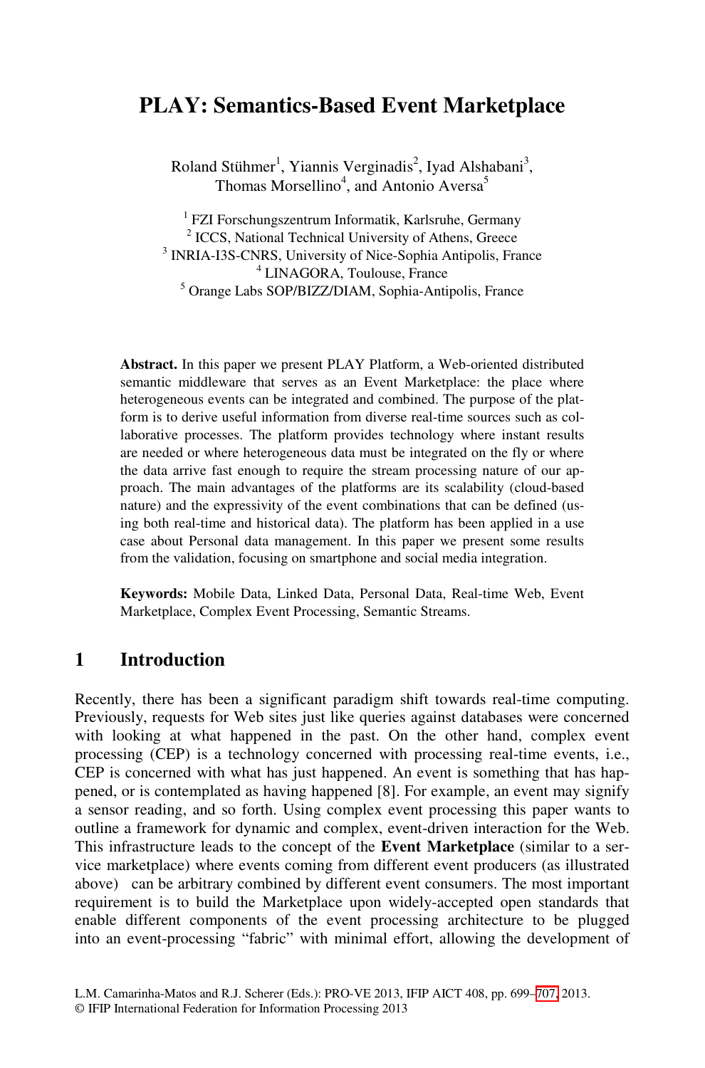# PLAY: Semantics-Based Event Marketplace

Roland Stühmer[1], Yiannis Verginadis[2], Iyad Alshabani[3], Thomas Morsellino[4], and Antonio Aversa[5]

[1] FZI Forschungszentrum Informatik, Karlsruhe, Germany
[2] ICCS, National Technical University of Athens, Greece
[3] INRIA-I3S-CNRS, University of Nice-Sophia Antipolis, France
[4] LINAGORA, Toulouse, France
[5] Orange Labs SOP/BIZZ/DIAM, Sophia-Antipolis, France

**Abstract.** In this paper we present PLAY Platform, a Web-oriented distributed semantic middleware that serves as an Event Marketplace: the place where heterogeneous events can be integrated and combined. The purpose of the platform is to derive useful information from diverse real-time sources such as collaborative processes. The platform provides technology where instant results are needed or where heterogeneous data must be integrated on the fly or where the data arrive fast enough to require the stream processing nature of our approach. The main advantages of the platforms are its scalability (cloud-based nature) and the expressivity of the event combinations that can be defined (using both real-time and historical data). The platform has been applied in a use case about Personal data management. In this paper we present some results from the validation, focusing on smartphone and social media integration.

**Keywords:** Mobile Data, Linked Data, Personal Data, Real-time Web, Event Marketplace, Complex Event Processing, Semantic Streams.

## 1 Introduction

Recently, there has been a significant paradigm shift towards real-time computing. Previously, requests for Web sites just like queries against databases were concerned with looking at what happened in the past. On the other hand, complex event processing (CEP) is a technology concerned with processing real-time events, i.e., CEP is concerned with what has just happened. An event is something that has happened, or is contemplated as having happened [8]. For example, an event may signify a sensor reading, and so forth. Using complex event processing this paper wants to outline a framework for dynamic and complex, event-driven interaction for the Web. This infrastructure leads to the concept of the **Event Marketplace** (similar to a service marketplace) where events coming from different event producers (as illustrated above) can be arbitrary combined by different event consumers. The most important requirement is to build the Marketplace upon widely-accepted open standards that enable different components of the event processing architecture to be plugged into an event-processing "fabric" with minimal effort, allowing the development of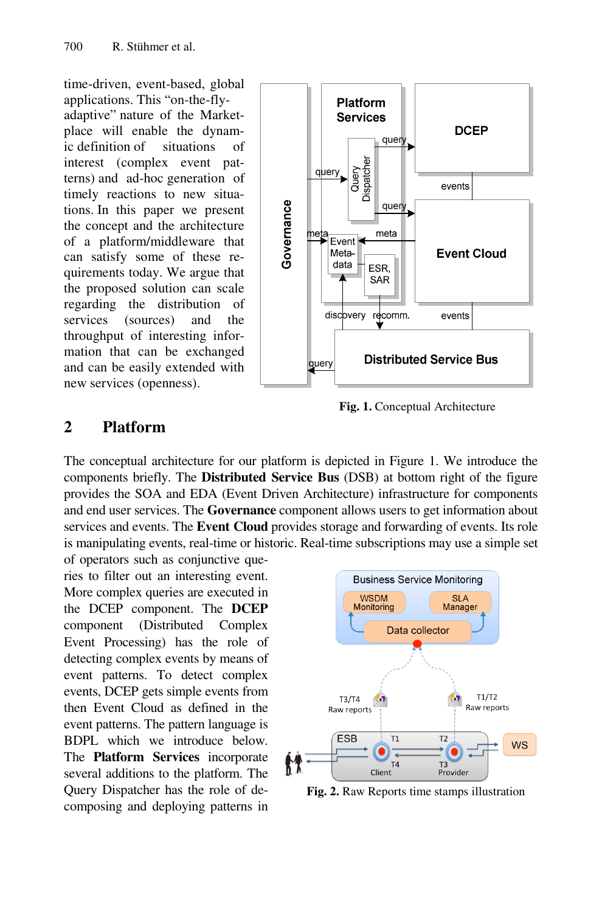time-driven, event-based, global applications. This "on-the-fly-adaptive" nature of the Marketplace will enable the dynamic definition of situations of interest (complex event patterns) and ad-hoc generation of timely reactions to new situations. In this paper we present the concept and the architecture of a platform/middleware that can satisfy some of these requirements today. We argue that the proposed solution can scale regarding the distribution of services (sources) and the throughput of interesting information that can be exchanged and can be easily extended with new services (openness).

**Fig. 1.** Conceptual Architecture

## 2 Platform

The conceptual architecture for our platform is depicted in Figure 1. We introduce the components briefly. The **Distributed Service Bus** (DSB) at bottom right of the figure provides the SOA and EDA (Event Driven Architecture) infrastructure for components and end user services. The **Governance** component allows users to get information about services and events. The **Event Cloud** provides storage and forwarding of events. Its role is manipulating events, real-time or historic. Real-time subscriptions may use a simple set of operators such as conjunctive queries to filter out an interesting event. More complex queries are executed in the DCEP component. The **DCEP** component (Distributed Complex Event Processing) has the role of detecting complex events by means of event patterns. To detect complex events, DCEP gets simple events from then Event Cloud as defined in the event patterns. The pattern language is BDPL which we introduce below. The **Platform Services** incorporate several additions to the platform. The Query Dispatcher has the role of decomposing and deploying patterns in

**Fig. 2.** Raw Reports time stamps illustration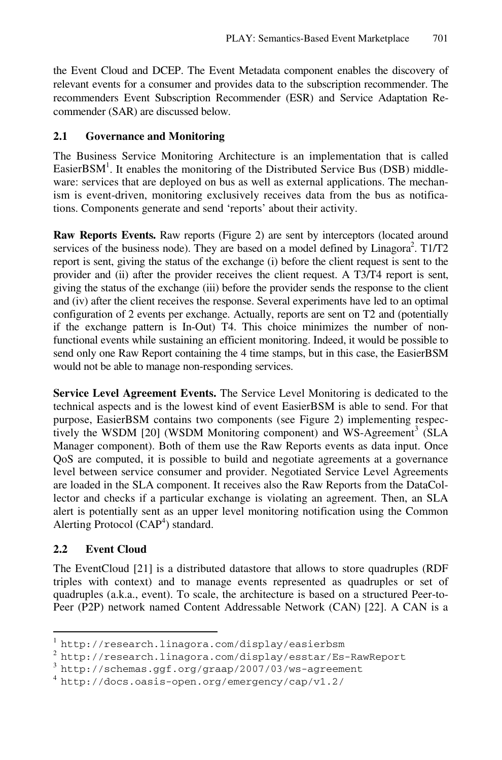the Event Cloud and DCEP. The Event Metadata component enables the discovery of relevant events for a consumer and provides data to the subscription recommender. The recommenders Event Subscription Recommender (ESR) and Service Adaptation Recommender (SAR) are discussed below.

### 2.1 Governance and Monitoring

The Business Service Monitoring Architecture is an implementation that is called EasierBSM[1]. It enables the monitoring of the Distributed Service Bus (DSB) middleware: services that are deployed on bus as well as external applications. The mechanism is event-driven, monitoring exclusively receives data from the bus as notifications. Components generate and send 'reports' about their activity.

**Raw Reports Events.** Raw reports (Figure 2) are sent by interceptors (located around services of the business node). They are based on a model defined by Linagora[2]. T1/T2 report is sent, giving the status of the exchange (i) before the client request is sent to the provider and (ii) after the provider receives the client request. A T3/T4 report is sent, giving the status of the exchange (iii) before the provider sends the response to the client and (iv) after the client receives the response. Several experiments have led to an optimal configuration of 2 events per exchange. Actually, reports are sent on T2 and (potentially if the exchange pattern is In-Out) T4. This choice minimizes the number of non-functional events while sustaining an efficient monitoring. Indeed, it would be possible to send only one Raw Report containing the 4 time stamps, but in this case, the EasierBSM would not be able to manage non-responding services.

**Service Level Agreement Events.** The Service Level Monitoring is dedicated to the technical aspects and is the lowest kind of event EasierBSM is able to send. For that purpose, EasierBSM contains two components (see Figure 2) implementing respectively the WSDM [20] (WSDM Monitoring component) and WS-Agreement[3] (SLA Manager component). Both of them use the Raw Reports events as data input. Once QoS are computed, it is possible to build and negotiate agreements at a governance level between service consumer and provider. Negotiated Service Level Agreements are loaded in the SLA component. It receives also the Raw Reports from the DataCollector and checks if a particular exchange is violating an agreement. Then, an SLA alert is potentially sent as an upper level monitoring notification using the Common Alerting Protocol (CAP[4]) standard.

### 2.2 Event Cloud

The EventCloud [21] is a distributed datastore that allows to store quadruples (RDF triples with context) and to manage events represented as quadruples or set of quadruples (a.k.a., event). To scale, the architecture is based on a structured Peer-to-Peer (P2P) network named Content Addressable Network (CAN) [22]. A CAN is a

---

[1] http://research.linagora.com/display/easierbsm

[2] http://research.linagora.com/display/esstar/Es-RawReport

[3] http://schemas.ggf.org/graap/2007/03/ws-agreement

[4] http://docs.oasis-open.org/emergency/cap/v1.2/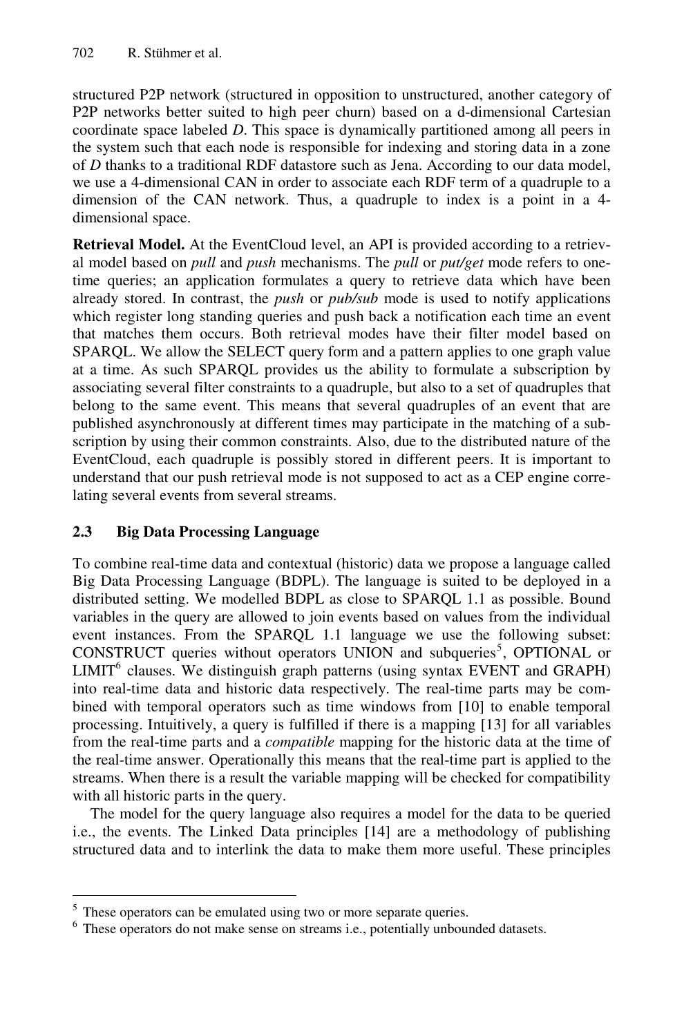structured P2P network (structured in opposition to unstructured, another category of P2P networks better suited to high peer churn) based on a d-dimensional Cartesian coordinate space labeled *D*. This space is dynamically partitioned among all peers in the system such that each node is responsible for indexing and storing data in a zone of *D* thanks to a traditional RDF datastore such as Jena. According to our data model, we use a 4-dimensional CAN in order to associate each RDF term of a quadruple to a dimension of the CAN network. Thus, a quadruple to index is a point in a 4-dimensional space.

**Retrieval Model.** At the EventCloud level, an API is provided according to a retrieval model based on *pull* and *push* mechanisms. The *pull* or *put/get* mode refers to one-time queries; an application formulates a query to retrieve data which have been already stored. In contrast, the *push* or *pub/sub* mode is used to notify applications which register long standing queries and push back a notification each time an event that matches them occurs. Both retrieval modes have their filter model based on SPARQL. We allow the SELECT query form and a pattern applies to one graph value at a time. As such SPARQL provides us the ability to formulate a subscription by associating several filter constraints to a quadruple, but also to a set of quadruples that belong to the same event. This means that several quadruples of an event that are published asynchronously at different times may participate in the matching of a subscription by using their common constraints. Also, due to the distributed nature of the EventCloud, each quadruple is possibly stored in different peers. It is important to understand that our push retrieval mode is not supposed to act as a CEP engine correlating several events from several streams.

### 2.3 Big Data Processing Language

To combine real-time data and contextual (historic) data we propose a language called Big Data Processing Language (BDPL). The language is suited to be deployed in a distributed setting. We modelled BDPL as close to SPARQL 1.1 as possible. Bound variables in the query are allowed to join events based on values from the individual event instances. From the SPARQL 1.1 language we use the following subset: CONSTRUCT queries without operators UNION and subqueries[5], OPTIONAL or LIMIT[6] clauses. We distinguish graph patterns (using syntax EVENT and GRAPH) into real-time data and historic data respectively. The real-time parts may be combined with temporal operators such as time windows from [10] to enable temporal processing. Intuitively, a query is fulfilled if there is a mapping [13] for all variables from the real-time parts and a *compatible* mapping for the historic data at the time of the real-time answer. Operationally this means that the real-time part is applied to the streams. When there is a result the variable mapping will be checked for compatibility with all historic parts in the query.

The model for the query language also requires a model for the data to be queried i.e., the events. The Linked Data principles [14] are a methodology of publishing structured data and to interlink the data to make them more useful. These principles

---

[5] These operators can be emulated using two or more separate queries.

[6] These operators do not make sense on streams i.e., potentially unbounded datasets.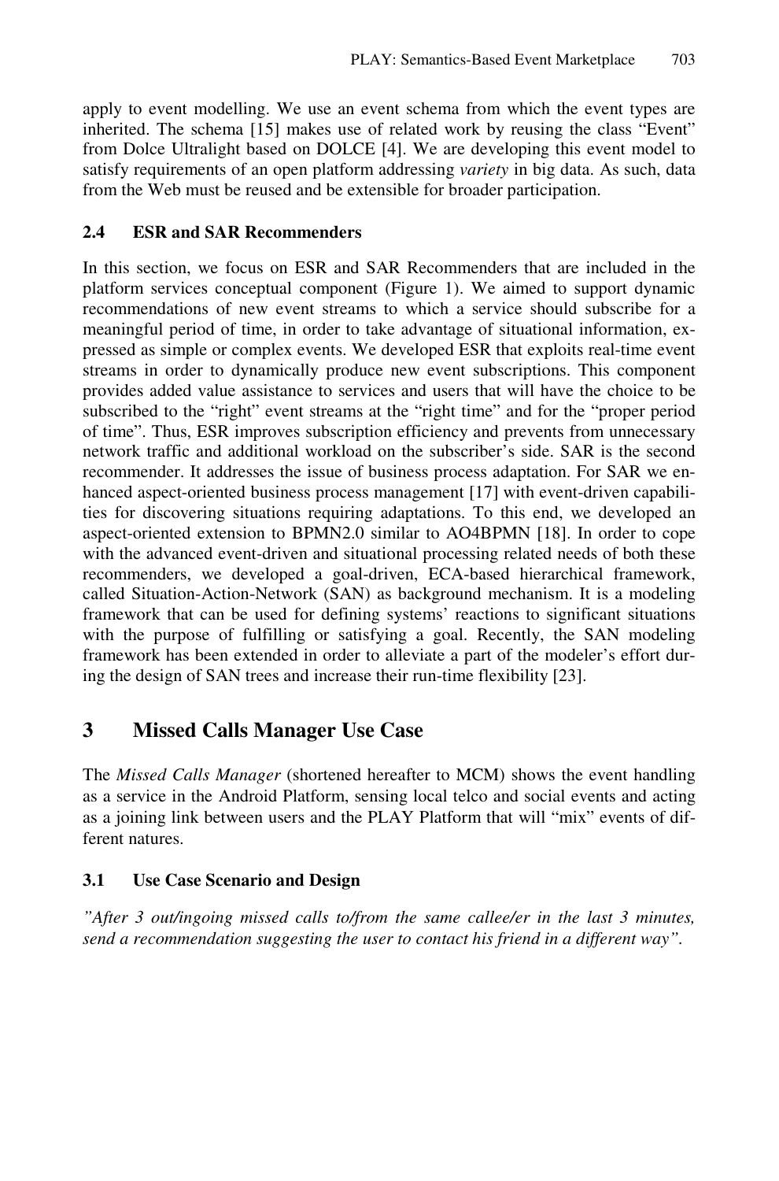apply to event modelling. We use an event schema from which the event types are inherited. The schema [15] makes use of related work by reusing the class "Event" from Dolce Ultralight based on DOLCE [4]. We are developing this event model to satisfy requirements of an open platform addressing *variety* in big data. As such, data from the Web must be reused and be extensible for broader participation.

### 2.4 ESR and SAR Recommenders

In this section, we focus on ESR and SAR Recommenders that are included in the platform services conceptual component (Figure 1). We aimed to support dynamic recommendations of new event streams to which a service should subscribe for a meaningful period of time, in order to take advantage of situational information, expressed as simple or complex events. We developed ESR that exploits real-time event streams in order to dynamically produce new event subscriptions. This component provides added value assistance to services and users that will have the choice to be subscribed to the "right" event streams at the "right time" and for the "proper period of time". Thus, ESR improves subscription efficiency and prevents from unnecessary network traffic and additional workload on the subscriber's side. SAR is the second recommender. It addresses the issue of business process adaptation. For SAR we enhanced aspect-oriented business process management [17] with event-driven capabilities for discovering situations requiring adaptations. To this end, we developed an aspect-oriented extension to BPMN2.0 similar to AO4BPMN [18]. In order to cope with the advanced event-driven and situational processing related needs of both these recommenders, we developed a goal-driven, ECA-based hierarchical framework, called Situation-Action-Network (SAN) as background mechanism. It is a modeling framework that can be used for defining systems' reactions to significant situations with the purpose of fulfilling or satisfying a goal. Recently, the SAN modeling framework has been extended in order to alleviate a part of the modeler's effort during the design of SAN trees and increase their run-time flexibility [23].

## 3 Missed Calls Manager Use Case

The *Missed Calls Manager* (shortened hereafter to MCM) shows the event handling as a service in the Android Platform, sensing local telco and social events and acting as a joining link between users and the PLAY Platform that will "mix" events of different natures.

### 3.1 Use Case Scenario and Design

*"After 3 out/ingoing missed calls to/from the same callee/er in the last 3 minutes, send a recommendation suggesting the user to contact his friend in a different way".*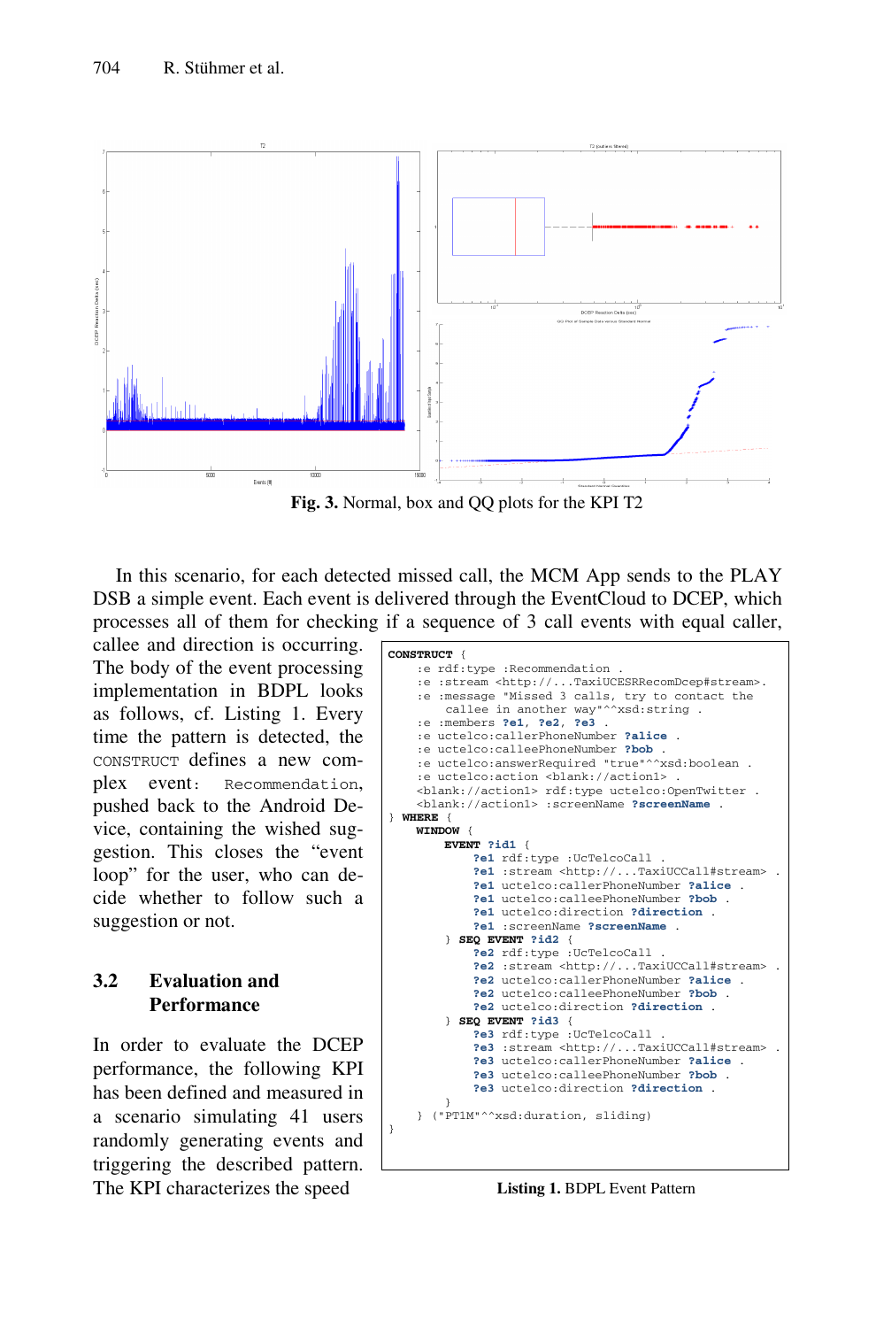Fig. 3. Normal, box and QQ plots for the KPI T2

In this scenario, for each detected missed call, the MCM App sends to the PLAY DSB a simple event. Each event is delivered through the EventCloud to DCEP, which processes all of them for checking if a sequence of 3 call events with equal caller, callee and direction is occurring. The body of the event processing implementation in BDPL looks as follows, cf. Listing 1. Every time the pattern is detected, the CONSTRUCT defines a new complex event: Recommendation, pushed back to the Android Device, containing the wished suggestion. This closes the "event loop" for the user, who can decide whether to follow such a suggestion or not.

```
CONSTRUCT {
    :e rdf:type :Recommendation .
    :e :stream <http://...TaxiUCESRRecomDcep#stream>.
    :e :message "Missed 3 calls, try to contact the
        callee in another way"^^xsd:string .
    :e :members ?e1, ?e2, ?e3 .
    :e uctelco:callerPhoneNumber ?alice .
    :e uctelco:calleePhoneNumber ?bob .
    :e uctelco:answerRequired "true"^^xsd:boolean .
    :e uctelco:action <blank://action1> .
    <blank://action1> rdf:type uctelco:OpenTwitter .
    <blank://action1> :screenName ?screenName .
} WHERE {
    WINDOW {
        EVENT ?id1 {
            ?e1 rdf:type :UcTelcoCall .
            ?e1 :stream <http://...TaxiUCCall#stream> .
            ?e1 uctelco:callerPhoneNumber ?alice .
            ?e1 uctelco:calleePhoneNumber ?bob .
            ?e1 uctelco:direction ?direction .
            ?e1 :screenName ?screenName .
        } SEQ EVENT ?id2 {
            ?e2 rdf:type :UcTelcoCall .
            ?e2 :stream <http://...TaxiUCCall#stream> .
            ?e2 uctelco:callerPhoneNumber ?alice .
            ?e2 uctelco:calleePhoneNumber ?bob .
            ?e2 uctelco:direction ?direction .
        } SEQ EVENT ?id3 {
            ?e3 rdf:type :UcTelcoCall .
            ?e3 :stream <http://...TaxiUCCall#stream> .
            ?e3 uctelco:callerPhoneNumber ?alice .
            ?e3 uctelco:calleePhoneNumber ?bob .
            ?e3 uctelco:direction ?direction .
        }
    } ("PT1M"^^xsd:duration, sliding)
}
```

**Listing 1.** BDPL Event Pattern

### 3.2 Evaluation and Performance

In order to evaluate the DCEP performance, the following KPI has been defined and measured in a scenario simulating 41 users randomly generating events and triggering the described pattern. The KPI characterizes the speed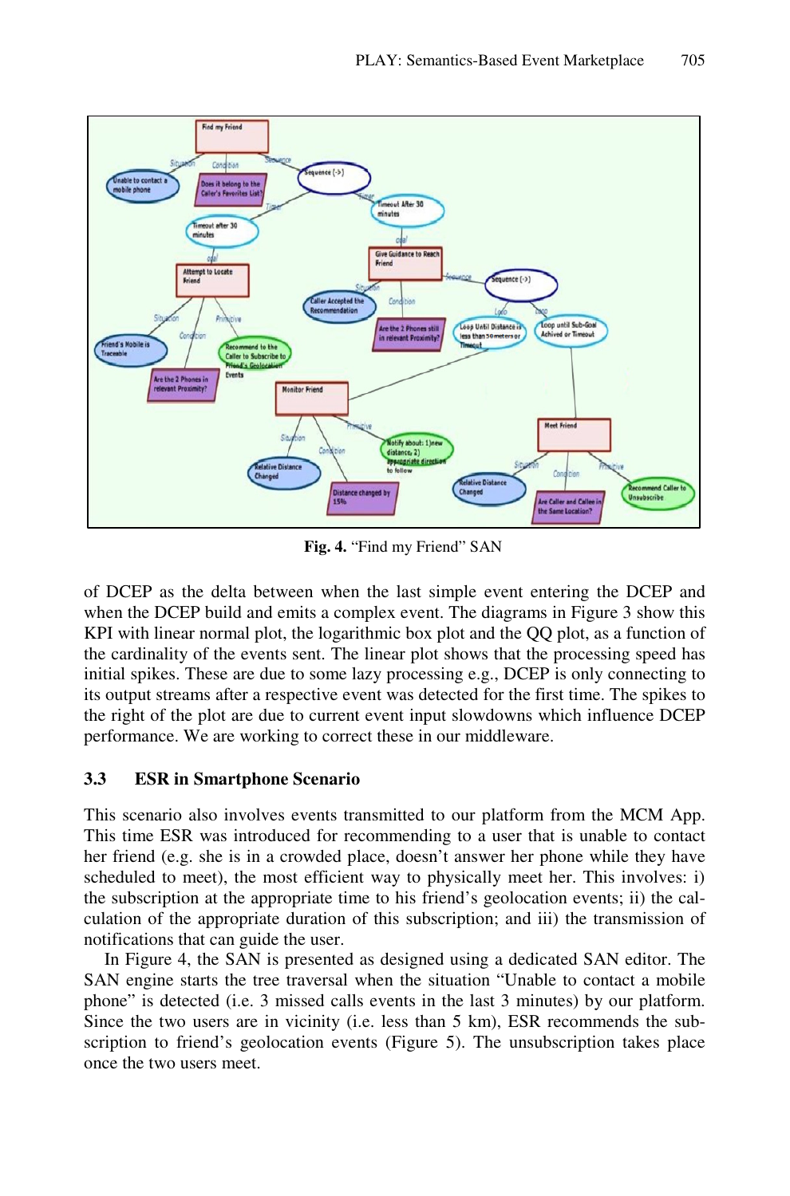**Fig. 4.** "Find my Friend" SAN

of DCEP as the delta between when the last simple event entering the DCEP and when the DCEP build and emits a complex event. The diagrams in Figure 3 show this KPI with linear normal plot, the logarithmic box plot and the QQ plot, as a function of the cardinality of the events sent. The linear plot shows that the processing speed has initial spikes. These are due to some lazy processing e.g., DCEP is only connecting to its output streams after a respective event was detected for the first time. The spikes to the right of the plot are due to current event input slowdowns which influence DCEP performance. We are working to correct these in our middleware.

### 3.3 ESR in Smartphone Scenario

This scenario also involves events transmitted to our platform from the MCM App. This time ESR was introduced for recommending to a user that is unable to contact her friend (e.g. she is in a crowded place, doesn't answer her phone while they have scheduled to meet), the most efficient way to physically meet her. This involves: i) the subscription at the appropriate time to his friend's geolocation events; ii) the calculation of the appropriate duration of this subscription; and iii) the transmission of notifications that can guide the user.

In Figure 4, the SAN is presented as designed using a dedicated SAN editor. The SAN engine starts the tree traversal when the situation "Unable to contact a mobile phone" is detected (i.e. 3 missed calls events in the last 3 minutes) by our platform. Since the two users are in vicinity (i.e. less than 5 km), ESR recommends the subscription to friend's geolocation events (Figure 5). The unsubscription takes place once the two users meet.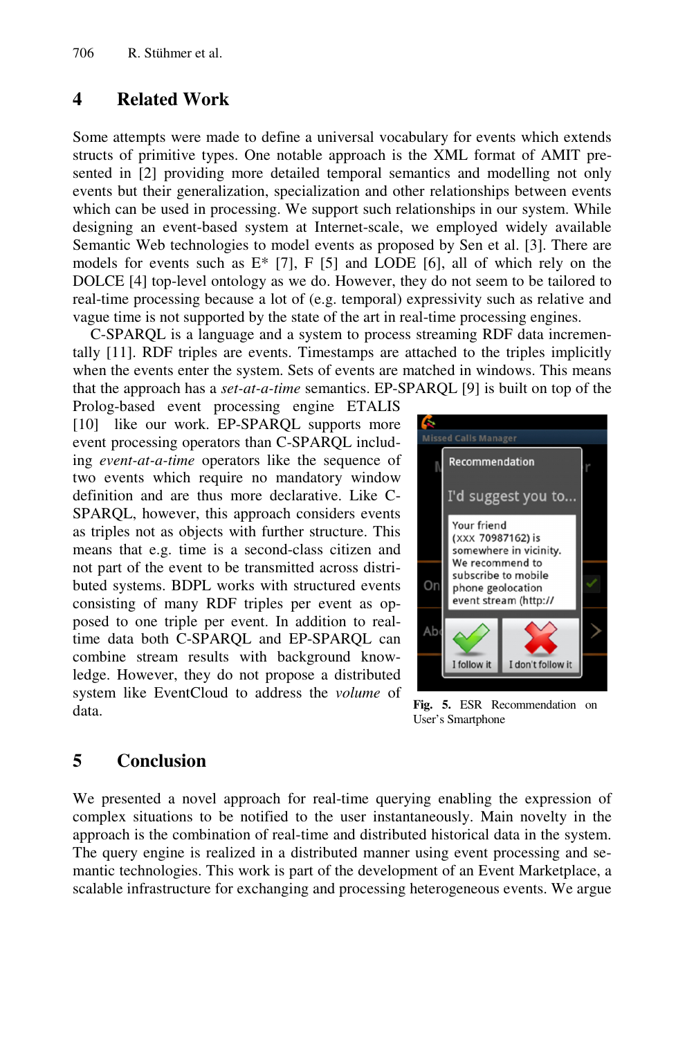## 4 Related Work

Some attempts were made to define a universal vocabulary for events which extends structs of primitive types. One notable approach is the XML format of AMIT presented in [2] providing more detailed temporal semantics and modelling not only events but their generalization, specialization and other relationships between events which can be used in processing. We support such relationships in our system. While designing an event-based system at Internet-scale, we employed widely available Semantic Web technologies to model events as proposed by Sen et al. [3]. There are models for events such as E* [7], F [5] and LODE [6], all of which rely on the DOLCE [4] top-level ontology as we do. However, they do not seem to be tailored to real-time processing because a lot of (e.g. temporal) expressivity such as relative and vague time is not supported by the state of the art in real-time processing engines.

C-SPARQL is a language and a system to process streaming RDF data incrementally [11]. RDF triples are events. Timestamps are attached to the triples implicitly when the events enter the system. Sets of events are matched in windows. This means that the approach has a *set-at-a-time* semantics. EP-SPARQL [9] is built on top of the Prolog-based event processing engine ETALIS [10] like our work. EP-SPARQL supports more event processing operators than C-SPARQL including *event-at-a-time* operators like the sequence of two events which require no mandatory window definition and are thus more declarative. Like C-SPARQL, however, this approach considers events as triples not as objects with further structure. This means that e.g. time is a second-class citizen and not part of the event to be transmitted across distributed systems. BDPL works with structured events consisting of many RDF triples per event as opposed to one triple per event. In addition to real-time data both C-SPARQL and EP-SPARQL can combine stream results with background knowledge. However, they do not propose a distributed system like EventCloud to address the *volume* of data.

**Fig. 5.** ESR Recommendation on User's Smartphone

## 5 Conclusion

We presented a novel approach for real-time querying enabling the expression of complex situations to be notified to the user instantaneously. Main novelty in the approach is the combination of real-time and distributed historical data in the system. The query engine is realized in a distributed manner using event processing and semantic technologies. This work is part of the development of an Event Marketplace, a scalable infrastructure for exchanging and processing heterogeneous events. We argue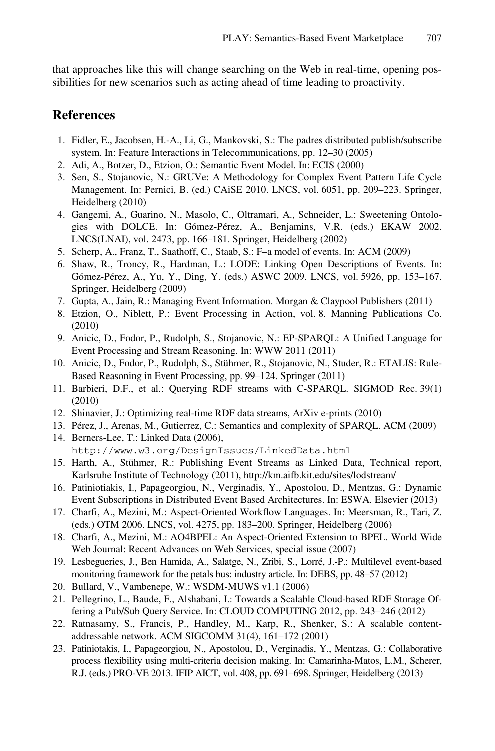that approaches like this will change searching on the Web in real-time, opening possibilities for new scenarios such as acting ahead of time leading to proactivity.

## References

1. Fidler, E., Jacobsen, H.-A., Li, G., Mankovski, S.: The padres distributed publish/subscribe system. In: Feature Interactions in Telecommunications, pp. 12–30 (2005)
2. Adi, A., Botzer, D., Etzion, O.: Semantic Event Model. In: ECIS (2000)
3. Sen, S., Stojanovic, N.: GRUVe: A Methodology for Complex Event Pattern Life Cycle Management. In: Pernici, B. (ed.) CAiSE 2010. LNCS, vol. 6051, pp. 209–223. Springer, Heidelberg (2010)
4. Gangemi, A., Guarino, N., Masolo, C., Oltramari, A., Schneider, L.: Sweetening Ontologies with DOLCE. In: Gómez-Pérez, A., Benjamins, V.R. (eds.) EKAW 2002. LNCS(LNAI), vol. 2473, pp. 166–181. Springer, Heidelberg (2002)
5. Scherp, A., Franz, T., Saathoff, C., Staab, S.: F–a model of events. In: ACM (2009)
6. Shaw, R., Troncy, R., Hardman, L.: LODE: Linking Open Descriptions of Events. In: Gómez-Pérez, A., Yu, Y., Ding, Y. (eds.) ASWC 2009. LNCS, vol. 5926, pp. 153–167. Springer, Heidelberg (2009)
7. Gupta, A., Jain, R.: Managing Event Information. Morgan & Claypool Publishers (2011)
8. Etzion, O., Niblett, P.: Event Processing in Action, vol. 8. Manning Publications Co. (2010)
9. Anicic, D., Fodor, P., Rudolph, S., Stojanovic, N.: EP-SPARQL: A Unified Language for Event Processing and Stream Reasoning. In: WWW 2011 (2011)
10. Anicic, D., Fodor, P., Rudolph, S., Stühmer, R., Stojanovic, N., Studer, R.: ETALIS: Rule-Based Reasoning in Event Processing, pp. 99–124. Springer (2011)
11. Barbieri, D.F., et al.: Querying RDF streams with C-SPARQL. SIGMOD Rec. 39(1) (2010)
12. Shinavier, J.: Optimizing real-time RDF data streams, ArXiv e-prints (2010)
13. Pérez, J., Arenas, M., Gutierrez, C.: Semantics and complexity of SPARQL. ACM (2009)
14. Berners-Lee, T.: Linked Data (2006), `http://www.w3.org/DesignIssues/LinkedData.html`
15. Harth, A., Stühmer, R.: Publishing Event Streams as Linked Data, Technical report, Karlsruhe Institute of Technology (2011), http://km.aifb.kit.edu/sites/lodstream/
16. Patiniotiakis, I., Papageorgiou, N., Verginadis, Y., Apostolou, D., Mentzas, G.: Dynamic Event Subscriptions in Distributed Event Based Architectures. In: ESWA. Elsevier (2013)
17. Charfi, A., Mezini, M.: Aspect-Oriented Workflow Languages. In: Meersman, R., Tari, Z. (eds.) OTM 2006. LNCS, vol. 4275, pp. 183–200. Springer, Heidelberg (2006)
18. Charfi, A., Mezini, M.: AO4BPEL: An Aspect-Oriented Extension to BPEL. World Wide Web Journal: Recent Advances on Web Services, special issue (2007)
19. Lesbegueries, J., Ben Hamida, A., Salatge, N., Zribi, S., Lorré, J.-P.: Multilevel event-based monitoring framework for the petals bus: industry article. In: DEBS, pp. 48–57 (2012)
20. Bullard, V., Vambenepe, W.: WSDM-MUWS v1.1 (2006)
21. Pellegrino, L., Baude, F., Alshabani, I.: Towards a Scalable Cloud-based RDF Storage Offering a Pub/Sub Query Service. In: CLOUD COMPUTING 2012, pp. 243–246 (2012)
22. Ratnasamy, S., Francis, P., Handley, M., Karp, R., Shenker, S.: A scalable content-addressable network. ACM SIGCOMM 31(4), 161–172 (2001)
23. Patiniotakis, I., Papageorgiou, N., Apostolou, D., Verginadis, Y., Mentzas, G.: Collaborative process flexibility using multi-criteria decision making. In: Camarinha-Matos, L.M., Scherer, R.J. (eds.) PRO-VE 2013. IFIP AICT, vol. 408, pp. 691–698. Springer, Heidelberg (2013)